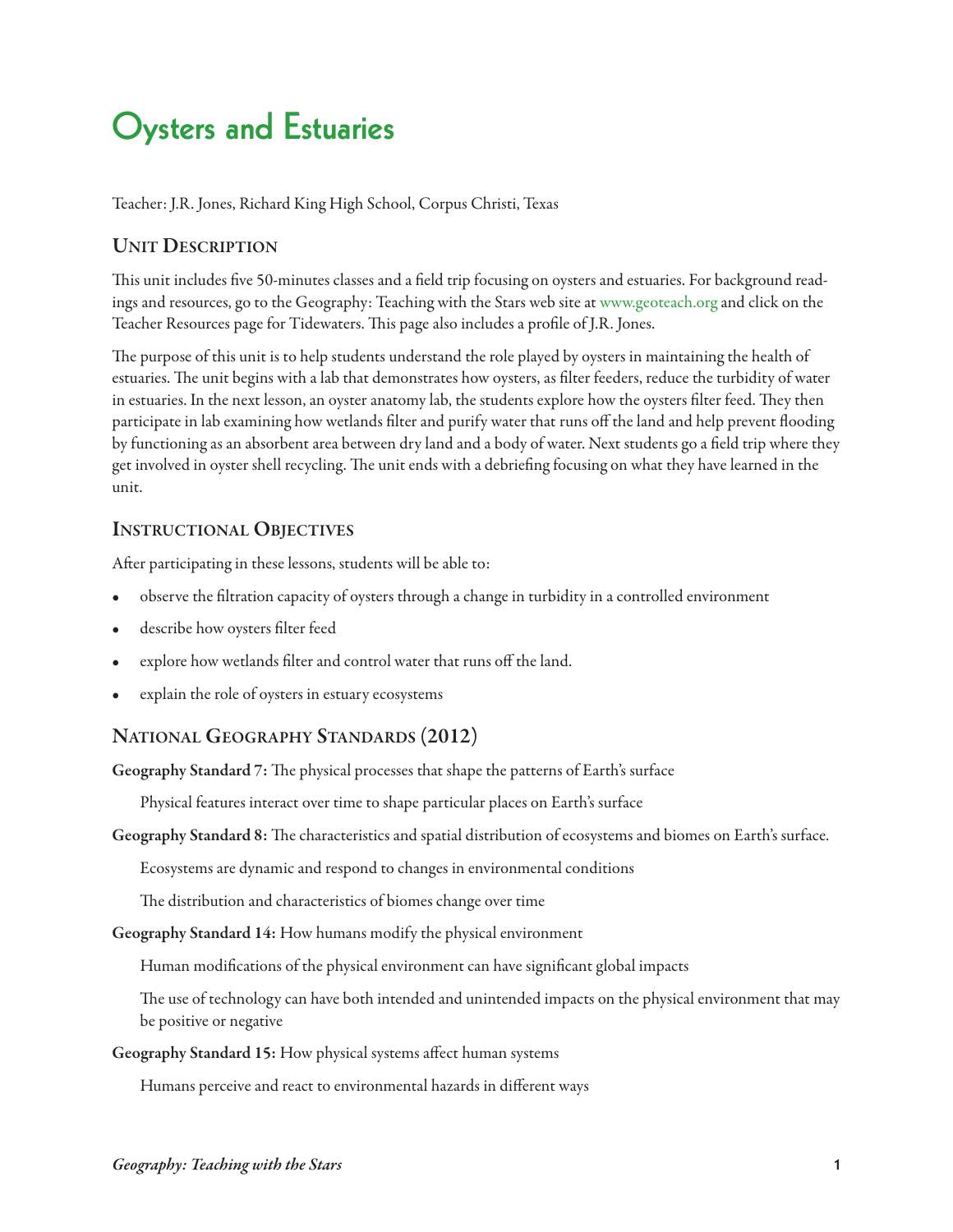# Oysters and Estuaries

Teacher: J.R. Jones, Richard King High School, Corpus Christi, Texas

## Unit Description

This unit includes five 50-minutes classes and a field trip focusing on oysters and estuaries. For background readings and resources, go to the Geography: Teaching with the Stars web site at www.geoteach.org and click on the Teacher Resources page for Tidewaters. This page also includes a profile of J.R. Jones.

The purpose of this unit is to help students understand the role played by oysters in maintaining the health of estuaries. The unit begins with a lab that demonstrates how oysters, as filter feeders, reduce the turbidity of water in estuaries. In the next lesson, an oyster anatomy lab, the students explore how the oysters filter feed. They then participate in lab examining how wetlands filter and purify water that runs off the land and help prevent flooding by functioning as an absorbent area between dry land and a body of water. Next students go a field trip where they get involved in oyster shell recycling. The unit ends with a debriefing focusing on what they have learned in the unit.

## Instructional Objectives

After participating in these lessons, students will be able to:

- observe the filtration capacity of oysters through a change in turbidity in a controlled environment
- describe how oysters filter feed
- explore how wetlands filter and control water that runs off the land.
- explain the role of oysters in estuary ecosystems

## National Geography Standards (2012)

**Geography Standard 7:** The physical processes that shape the patterns of Earth's surface

Physical features interact over time to shape particular places on Earth's surface

**Geography Standard 8:** The characteristics and spatial distribution of ecosystems and biomes on Earth's surface.

Ecosystems are dynamic and respond to changes in environmental conditions

The distribution and characteristics of biomes change over time

**Geography Standard 14:** How humans modify the physical environment

Human modifications of the physical environment can have significant global impacts

The use of technology can have both intended and unintended impacts on the physical environment that may be positive or negative

**Geography Standard 15:** How physical systems affect human systems

Humans perceive and react to environmental hazards in different ways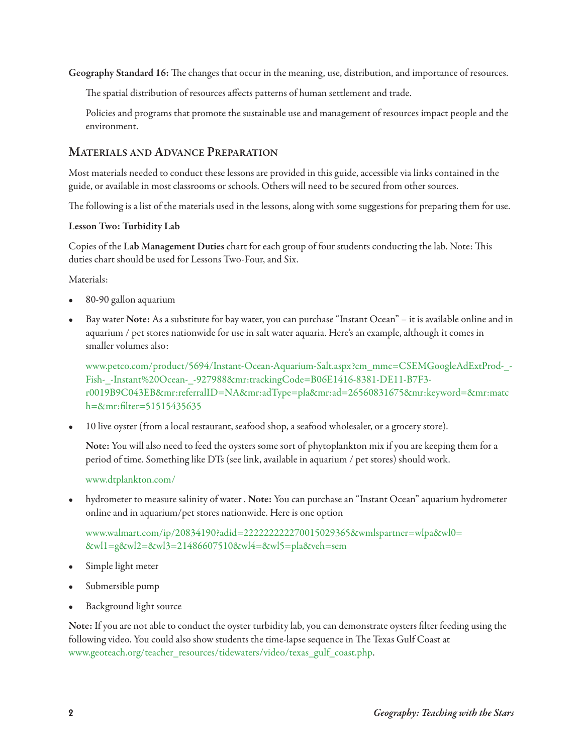**Geography Standard 16:** The changes that occur in the meaning, use, distribution, and importance of resources.

The spatial distribution of resources affects patterns of human settlement and trade.

Policies and programs that promote the sustainable use and management of resources impact people and the environment.

## Materials and Advance Preparation

Most materials needed to conduct these lessons are provided in this guide, accessible via links contained in the guide, or available in most classrooms or schools. Others will need to be secured from other sources.

The following is a list of the materials used in the lessons, along with some suggestions for preparing them for use.

**Lesson Two: Turbidity Lab**

Copies of the **Lab Management Duties** chart for each group of four students conducting the lab. Note: This duties chart should be used for Lessons Two-Four, and Six.

Materials:

- 80-90 gallon aquarium
- Bay water **Note:** As a substitute for bay water, you can purchase "Instant Ocean" – it is available online and in aquarium / pet stores nationwide for use in salt water aquaria. Here's an example, although it comes in smaller volumes also:

  www.petco.com/product/5694/Instant-Ocean-Aquarium-Salt.aspx?cm_mmc=CSEMGoogleAdExtProd-_-Fish-_-Instant%20Ocean-_-927988&mr:trackingCode=B06E1416-8381-DE11-B7F3-r0019B9C043EB&mr:referralID=NA&mr:adType=pla&mr:ad=26560831675&mr:keyword=&mr:match=&mr:filter=51515435635

- 10 live oyster (from a local restaurant, seafood shop, a seafood wholesaler, or a grocery store).

  **Note:** You will also need to feed the oysters some sort of phytoplankton mix if you are keeping them for a period of time. Something like DTs (see link, available in aquarium / pet stores) should work.

  www.dtplankton.com/

- hydrometer to measure salinity of water . **Note:** You can purchase an "Instant Ocean" aquarium hydrometer online and in aquarium/pet stores nationwide. Here is one option

  www.walmart.com/ip/20834190?adid=22222222270015029365&wmlspartner=wlpa&wl0=&wl1=g&wl2=&wl3=21486607510&wl4=&wl5=pla&veh=sem

- Simple light meter
- Submersible pump
- Background light source

**Note:** If you are not able to conduct the oyster turbidity lab, you can demonstrate oysters filter feeding using the following video. You could also show students the time-lapse sequence in The Texas Gulf Coast at www.geoteach.org/teacher_resources/tidewaters/video/texas_gulf_coast.php.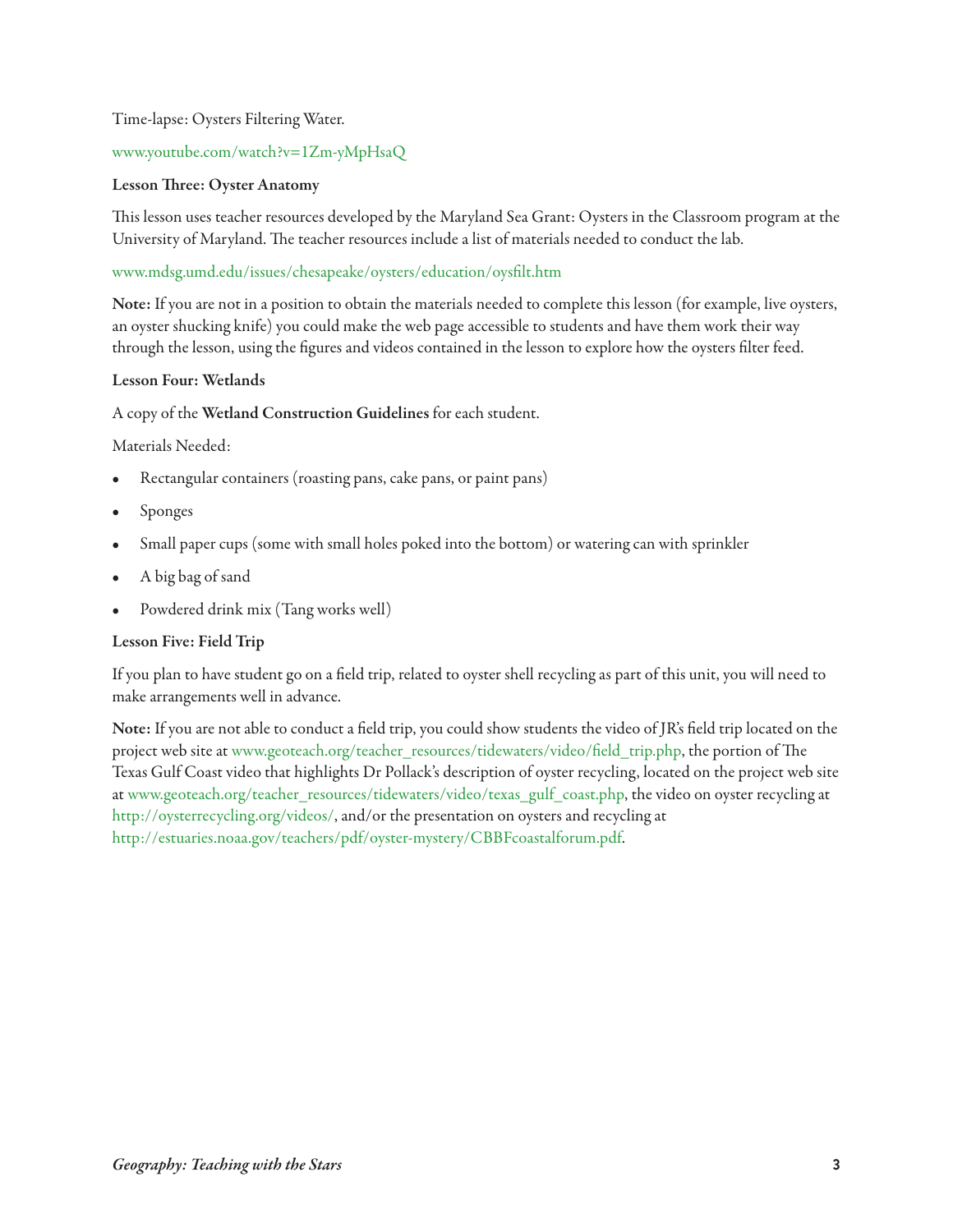Time-lapse: Oysters Filtering Water.

www.youtube.com/watch?v=1Zm-yMpHsaQ

**Lesson Three: Oyster Anatomy**

This lesson uses teacher resources developed by the Maryland Sea Grant: Oysters in the Classroom program at the University of Maryland. The teacher resources include a list of materials needed to conduct the lab.

www.mdsg.umd.edu/issues/chesapeake/oysters/education/oysfilt.htm

**Note:** If you are not in a position to obtain the materials needed to complete this lesson (for example, live oysters, an oyster shucking knife) you could make the web page accessible to students and have them work their way through the lesson, using the figures and videos contained in the lesson to explore how the oysters filter feed.

**Lesson Four: Wetlands**

A copy of the **Wetland Construction Guidelines** for each student.

Materials Needed:

- Rectangular containers (roasting pans, cake pans, or paint pans)
- Sponges
- Small paper cups (some with small holes poked into the bottom) or watering can with sprinkler
- A big bag of sand
- Powdered drink mix (Tang works well)

**Lesson Five: Field Trip**

If you plan to have student go on a field trip, related to oyster shell recycling as part of this unit, you will need to make arrangements well in advance.

**Note:** If you are not able to conduct a field trip, you could show students the video of JR's field trip located on the project web site at www.geoteach.org/teacher_resources/tidewaters/video/field_trip.php, the portion of The Texas Gulf Coast video that highlights Dr Pollack's description of oyster recycling, located on the project web site at www.geoteach.org/teacher_resources/tidewaters/video/texas_gulf_coast.php, the video on oyster recycling at http://oysterrecycling.org/videos/, and/or the presentation on oysters and recycling at http://estuaries.noaa.gov/teachers/pdf/oyster-mystery/CBBFcoastalforum.pdf.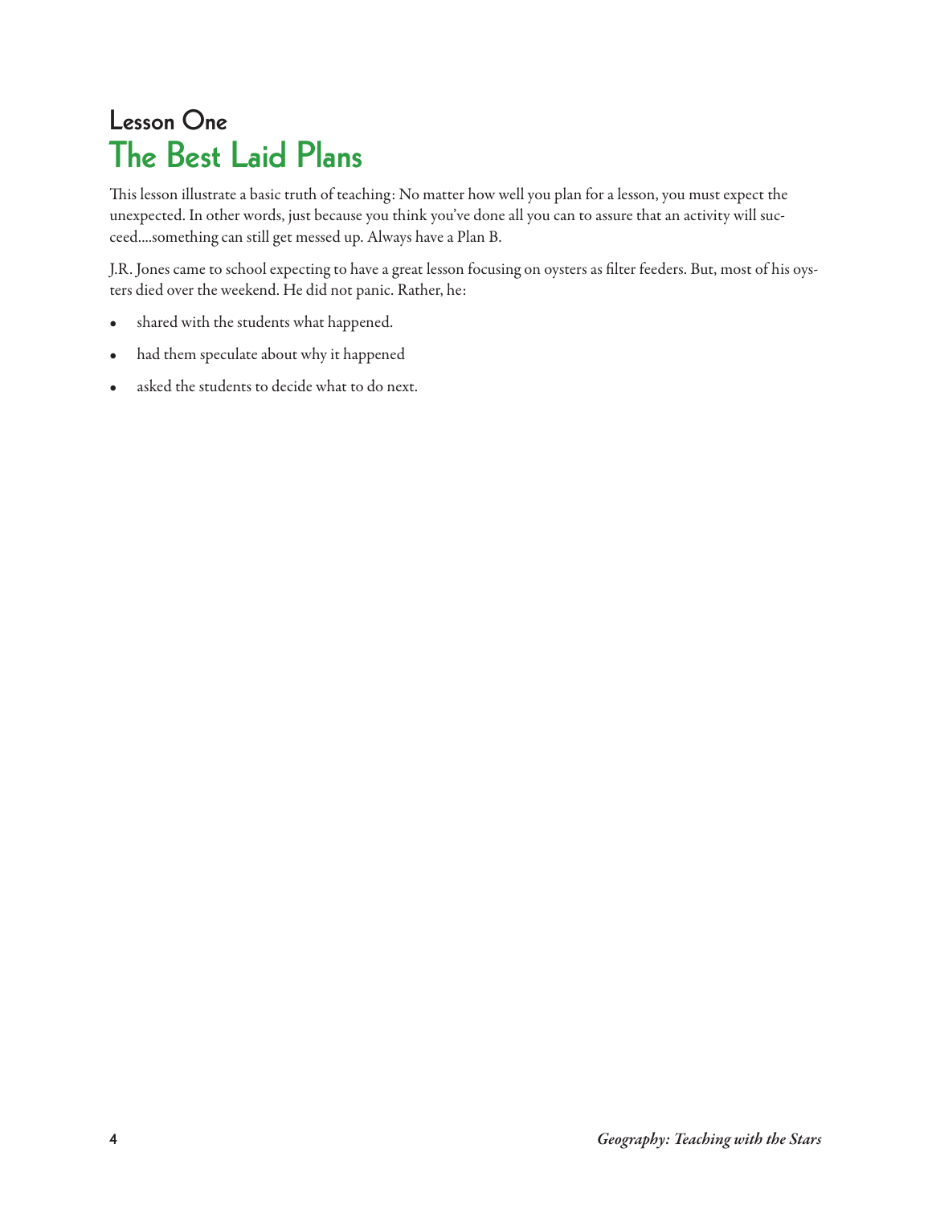## Lesson One

# The Best Laid Plans

This lesson illustrate a basic truth of teaching: No matter how well you plan for a lesson, you must expect the unexpected. In other words, just because you think you've done all you can to assure that an activity will succeed....something can still get messed up. Always have a Plan B.

J.R. Jones came to school expecting to have a great lesson focusing on oysters as filter feeders. But, most of his oysters died over the weekend. He did not panic. Rather, he:

- shared with the students what happened.
- had them speculate about why it happened
- asked the students to decide what to do next.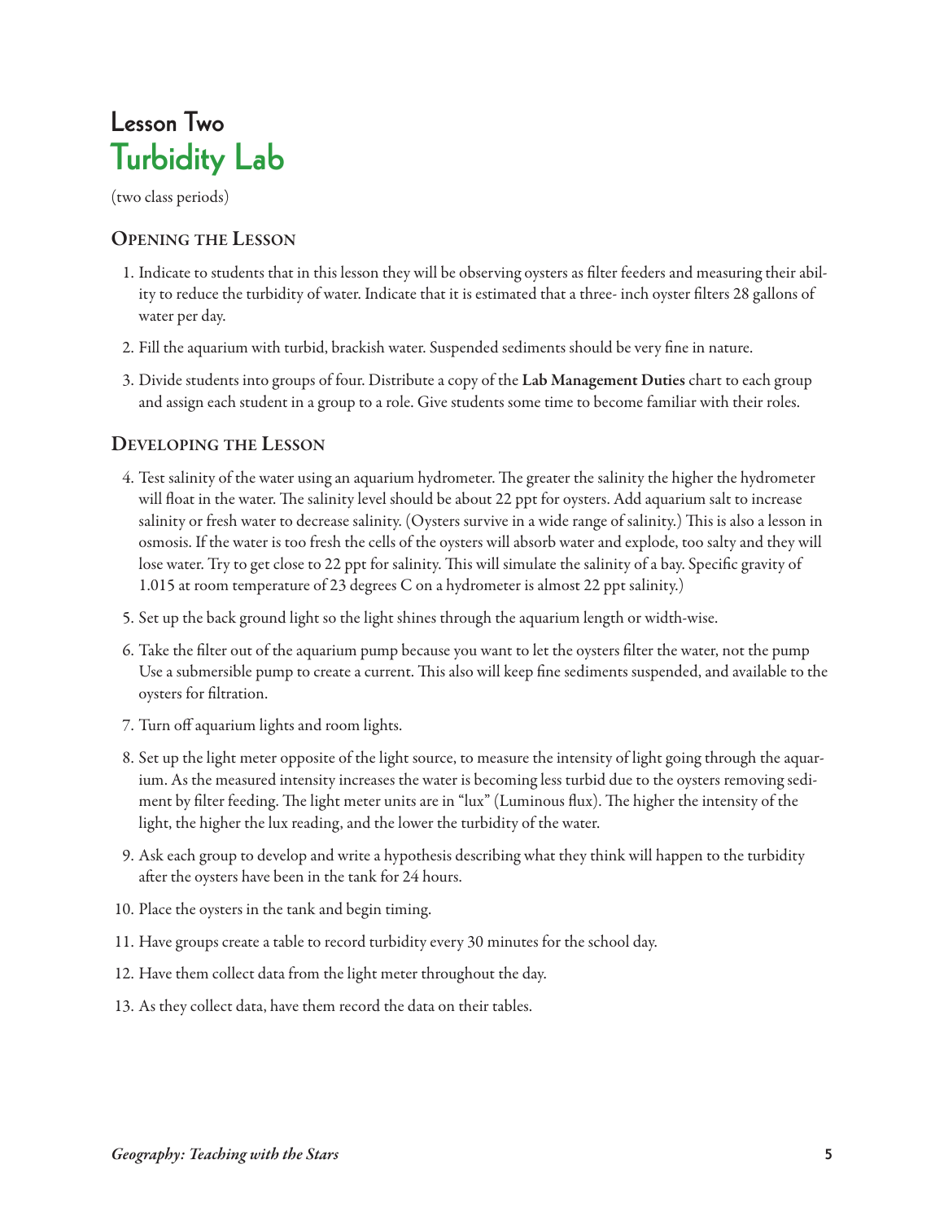# Lesson Two
## Turbidity Lab

(two class periods)

### Opening the Lesson

1. Indicate to students that in this lesson they will be observing oysters as filter feeders and measuring their ability to reduce the turbidity of water. Indicate that it is estimated that a three- inch oyster filters 28 gallons of water per day.
2. Fill the aquarium with turbid, brackish water. Suspended sediments should be very fine in nature.
3. Divide students into groups of four. Distribute a copy of the **Lab Management Duties** chart to each group and assign each student in a group to a role. Give students some time to become familiar with their roles.

### Developing the Lesson

4. Test salinity of the water using an aquarium hydrometer. The greater the salinity the higher the hydrometer will float in the water. The salinity level should be about 22 ppt for oysters. Add aquarium salt to increase salinity or fresh water to decrease salinity. (Oysters survive in a wide range of salinity.) This is also a lesson in osmosis. If the water is too fresh the cells of the oysters will absorb water and explode, too salty and they will lose water. Try to get close to 22 ppt for salinity. This will simulate the salinity of a bay. Specific gravity of 1.015 at room temperature of 23 degrees C on a hydrometer is almost 22 ppt salinity.)
5. Set up the back ground light so the light shines through the aquarium length or width-wise.
6. Take the filter out of the aquarium pump because you want to let the oysters filter the water, not the pump Use a submersible pump to create a current. This also will keep fine sediments suspended, and available to the oysters for filtration.
7. Turn off aquarium lights and room lights.
8. Set up the light meter opposite of the light source, to measure the intensity of light going through the aquarium. As the measured intensity increases the water is becoming less turbid due to the oysters removing sediment by filter feeding. The light meter units are in "lux" (Luminous flux). The higher the intensity of the light, the higher the lux reading, and the lower the turbidity of the water.
9. Ask each group to develop and write a hypothesis describing what they think will happen to the turbidity after the oysters have been in the tank for 24 hours.
10. Place the oysters in the tank and begin timing.
11. Have groups create a table to record turbidity every 30 minutes for the school day.
12. Have them collect data from the light meter throughout the day.
13. As they collect data, have them record the data on their tables.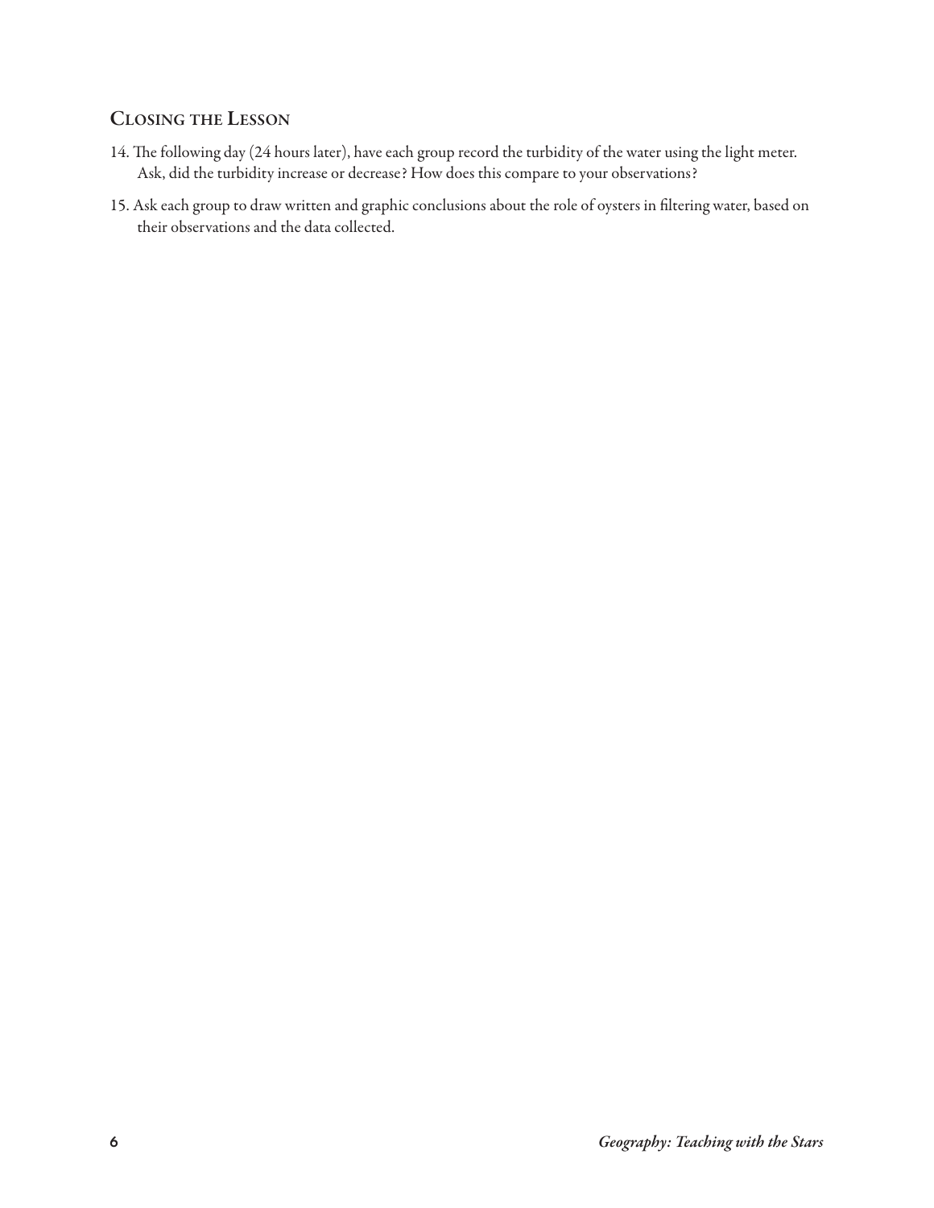## Closing the Lesson

14. The following day (24 hours later), have each group record the turbidity of the water using the light meter. Ask, did the turbidity increase or decrease? How does this compare to your observations?

15. Ask each group to draw written and graphic conclusions about the role of oysters in filtering water, based on their observations and the data collected.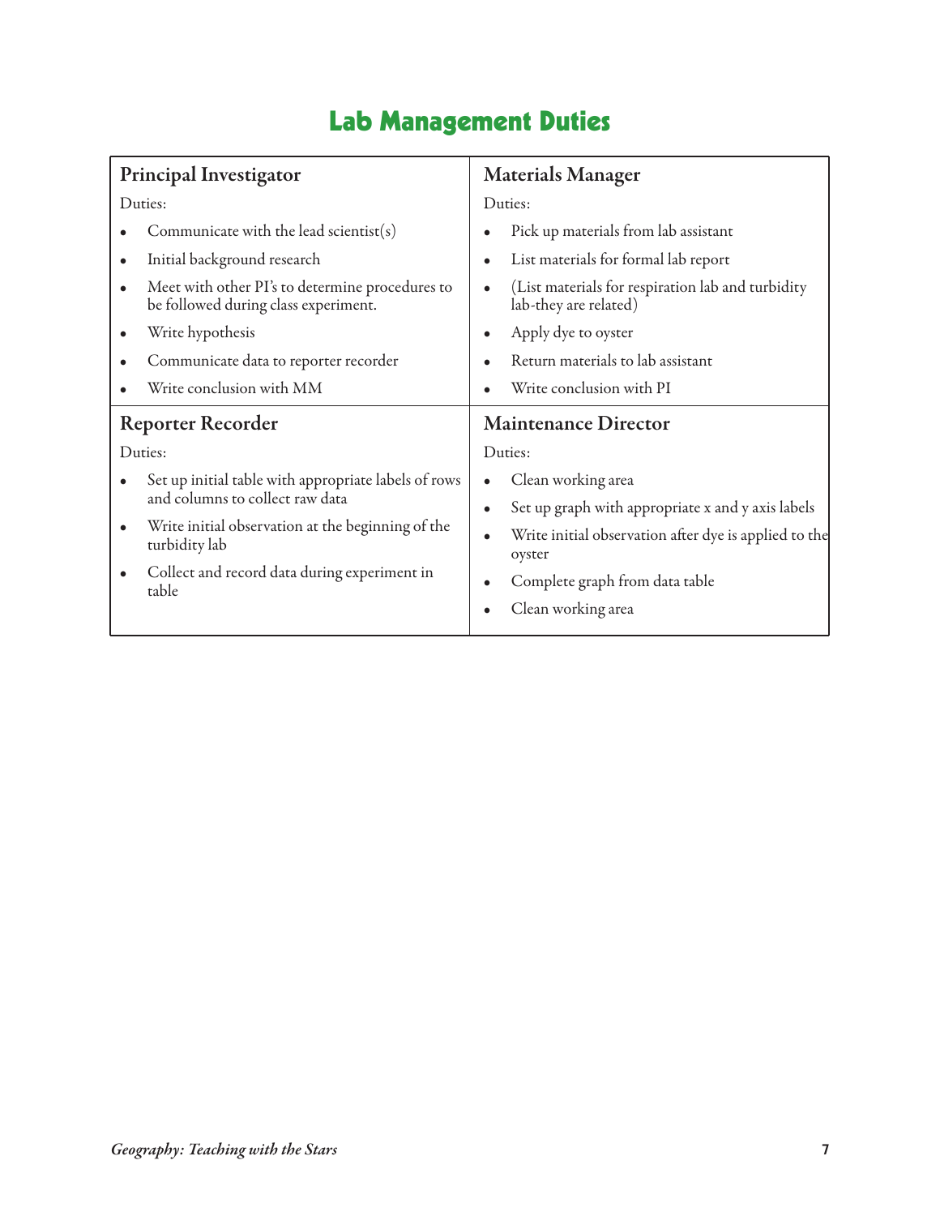# Lab Management Duties

## Principal Investigator

Duties:

- Communicate with the lead scientist(s)
- Initial background research
- Meet with other PI's to determine procedures to be followed during class experiment.
- Write hypothesis
- Communicate data to reporter recorder
- Write conclusion with MM

## Materials Manager

Duties:

- Pick up materials from lab assistant
- List materials for formal lab report
- (List materials for respiration lab and turbidity lab-they are related)
- Apply dye to oyster
- Return materials to lab assistant
- Write conclusion with PI

## Reporter Recorder

Duties:

- Set up initial table with appropriate labels of rows and columns to collect raw data
- Write initial observation at the beginning of the turbidity lab
- Collect and record data during experiment in table

## Maintenance Director

Duties:

- Clean working area
- Set up graph with appropriate x and y axis labels
- Write initial observation after dye is applied to the oyster
- Complete graph from data table
- Clean working area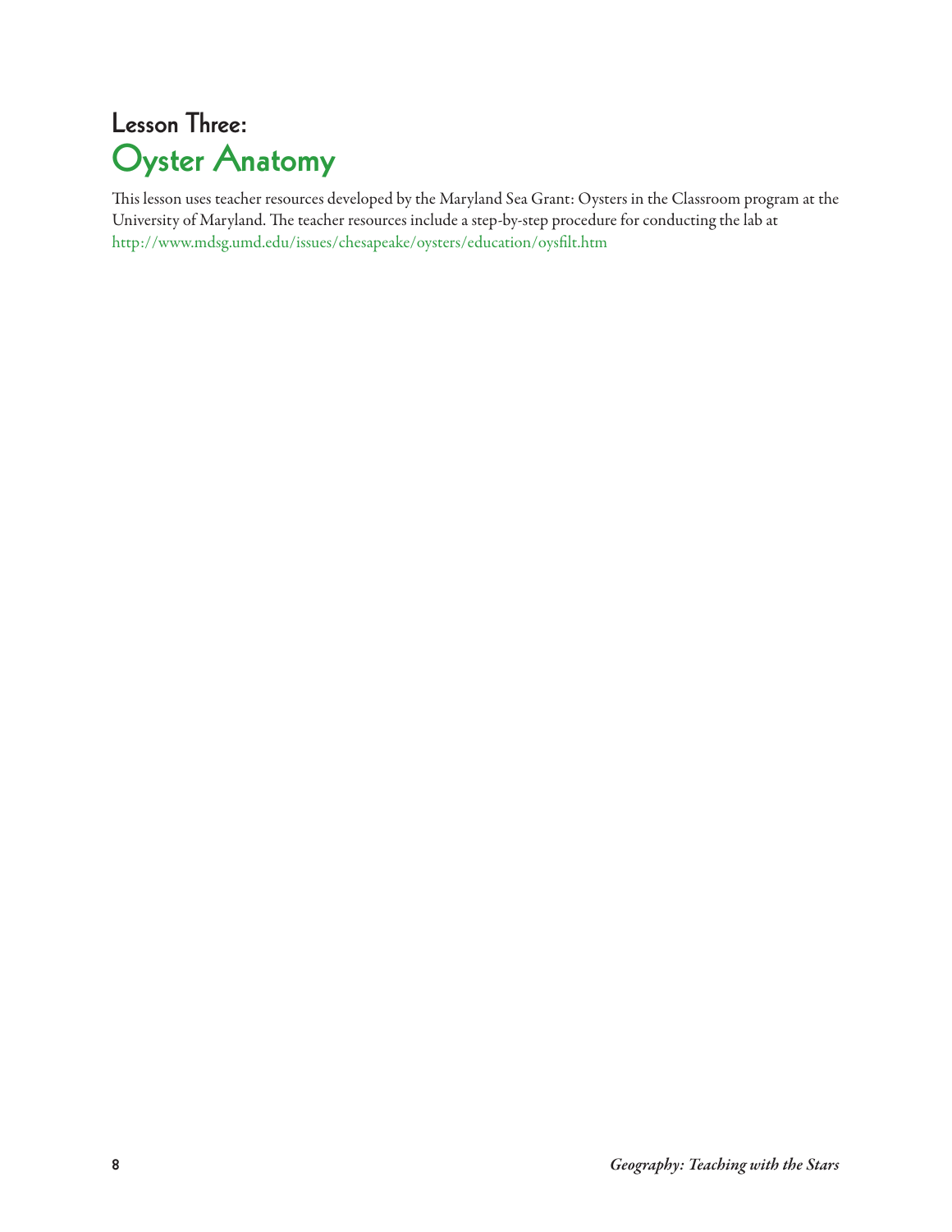## Lesson Three:
# Oyster Anatomy

This lesson uses teacher resources developed by the Maryland Sea Grant: Oysters in the Classroom program at the University of Maryland. The teacher resources include a step-by-step procedure for conducting the lab at http://www.mdsg.umd.edu/issues/chesapeake/oysters/education/oysfilt.htm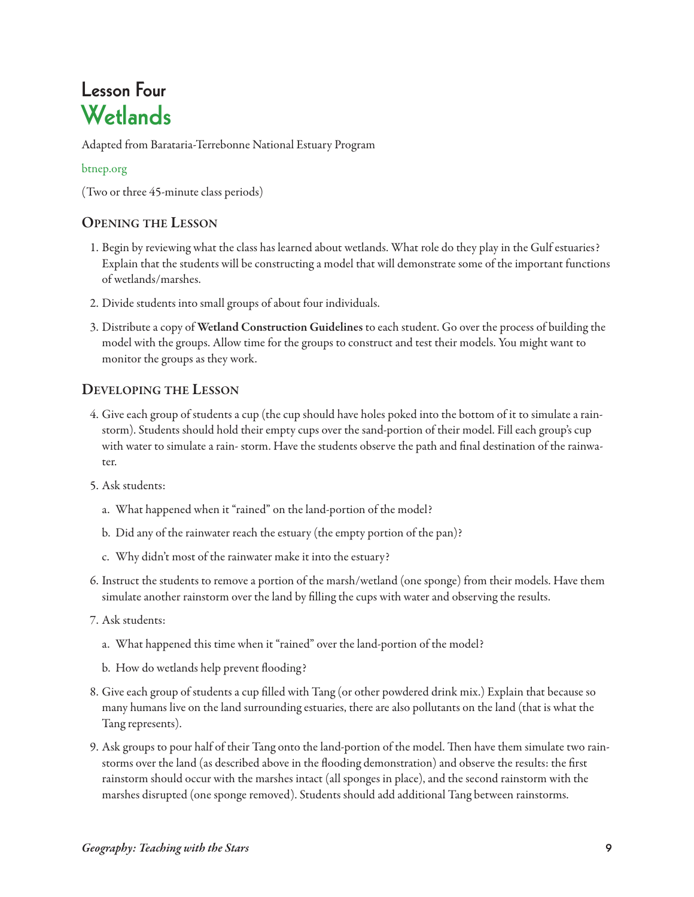# Lesson Four
# Wetlands

Adapted from Barataria-Terrebonne National Estuary Program

btnep.org

(Two or three 45-minute class periods)

## Opening the Lesson

1. Begin by reviewing what the class has learned about wetlands. What role do they play in the Gulf estuaries? Explain that the students will be constructing a model that will demonstrate some of the important functions of wetlands/marshes.
2. Divide students into small groups of about four individuals.
3. Distribute a copy of **Wetland Construction Guidelines** to each student. Go over the process of building the model with the groups. Allow time for the groups to construct and test their models. You might want to monitor the groups as they work.

## Developing the Lesson

4. Give each group of students a cup (the cup should have holes poked into the bottom of it to simulate a rainstorm). Students should hold their empty cups over the sand-portion of their model. Fill each group's cup with water to simulate a rain- storm. Have the students observe the path and final destination of the rainwater.
5. Ask students:
   a. What happened when it "rained" on the land-portion of the model?
   b. Did any of the rainwater reach the estuary (the empty portion of the pan)?
   c. Why didn't most of the rainwater make it into the estuary?
6. Instruct the students to remove a portion of the marsh/wetland (one sponge) from their models. Have them simulate another rainstorm over the land by filling the cups with water and observing the results.
7. Ask students:
   a. What happened this time when it "rained" over the land-portion of the model?
   b. How do wetlands help prevent flooding?
8. Give each group of students a cup filled with Tang (or other powdered drink mix.) Explain that because so many humans live on the land surrounding estuaries, there are also pollutants on the land (that is what the Tang represents).
9. Ask groups to pour half of their Tang onto the land-portion of the model. Then have them simulate two rainstorms over the land (as described above in the flooding demonstration) and observe the results: the first rainstorm should occur with the marshes intact (all sponges in place), and the second rainstorm with the marshes disrupted (one sponge removed). Students should add additional Tang between rainstorms.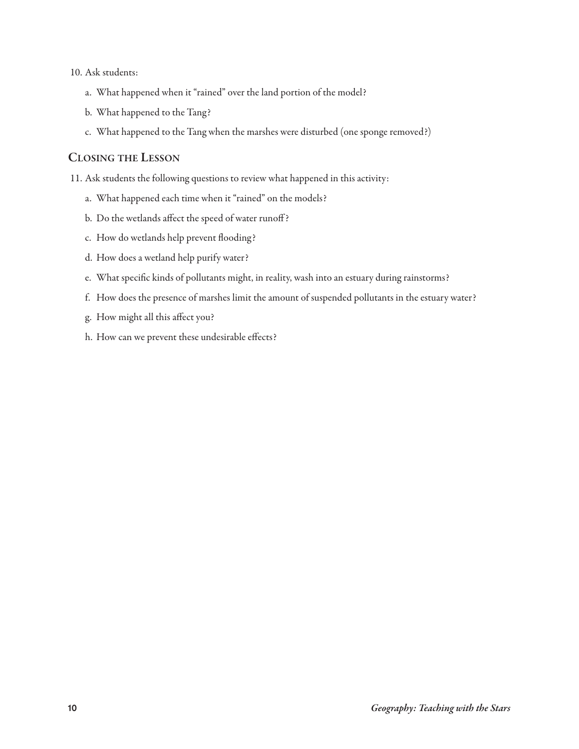10. Ask students:

    a. What happened when it "rained" over the land portion of the model?

    b. What happened to the Tang?

    c. What happened to the Tang when the marshes were disturbed (one sponge removed?)

## Closing the Lesson

11. Ask students the following questions to review what happened in this activity:

    a. What happened each time when it "rained" on the models?

    b. Do the wetlands affect the speed of water runoff?

    c. How do wetlands help prevent flooding?

    d. How does a wetland help purify water?

    e. What specific kinds of pollutants might, in reality, wash into an estuary during rainstorms?

    f. How does the presence of marshes limit the amount of suspended pollutants in the estuary water?

    g. How might all this affect you?

    h. How can we prevent these undesirable effects?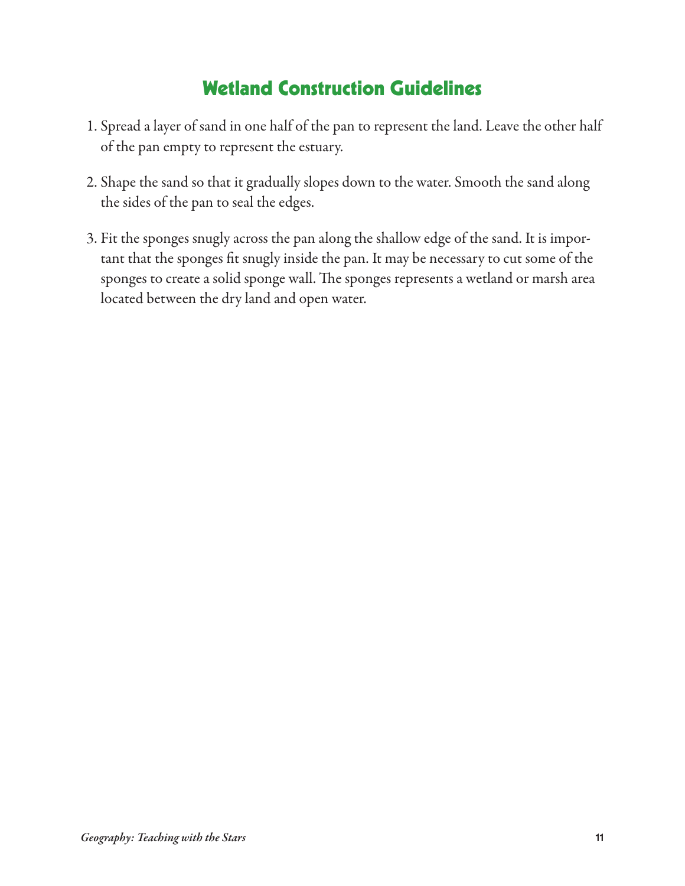## Wetland Construction Guidelines

1. Spread a layer of sand in one half of the pan to represent the land. Leave the other half of the pan empty to represent the estuary.

2. Shape the sand so that it gradually slopes down to the water. Smooth the sand along the sides of the pan to seal the edges.

3. Fit the sponges snugly across the pan along the shallow edge of the sand. It is important that the sponges fit snugly inside the pan. It may be necessary to cut some of the sponges to create a solid sponge wall. The sponges represents a wetland or marsh area located between the dry land and open water.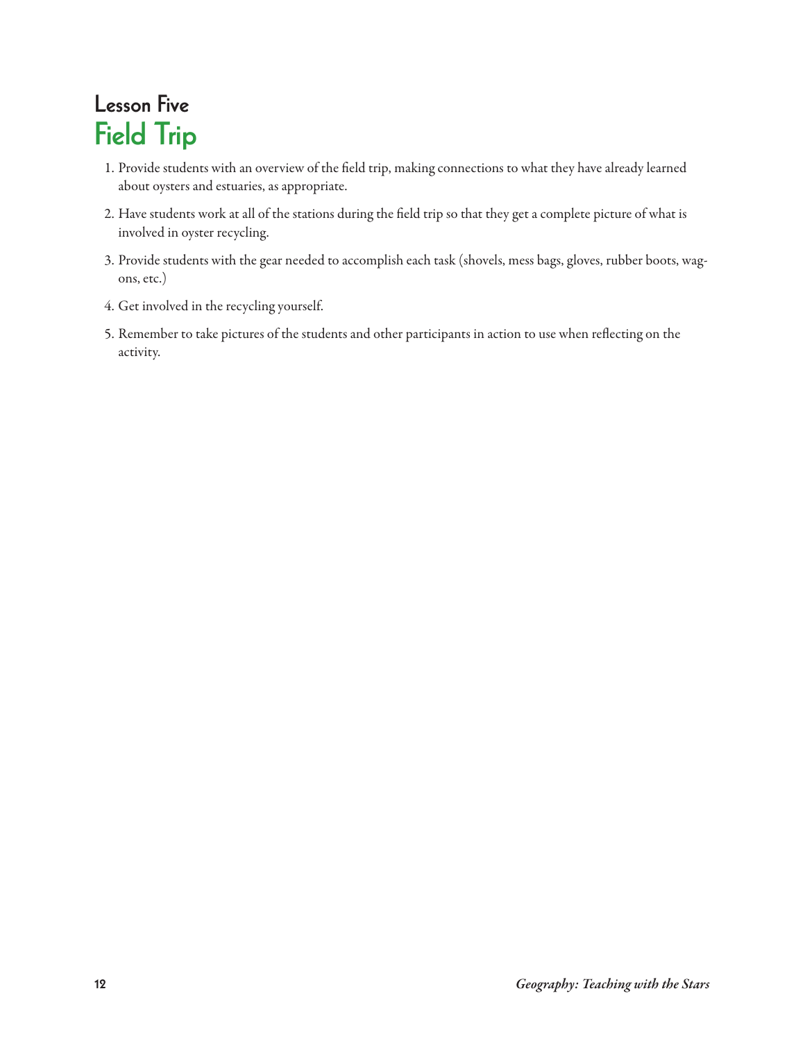## Lesson Five

# Field Trip

1. Provide students with an overview of the field trip, making connections to what they have already learned about oysters and estuaries, as appropriate.
2. Have students work at all of the stations during the field trip so that they get a complete picture of what is involved in oyster recycling.
3. Provide students with the gear needed to accomplish each task (shovels, mess bags, gloves, rubber boots, wagons, etc.)
4. Get involved in the recycling yourself.
5. Remember to take pictures of the students and other participants in action to use when reflecting on the activity.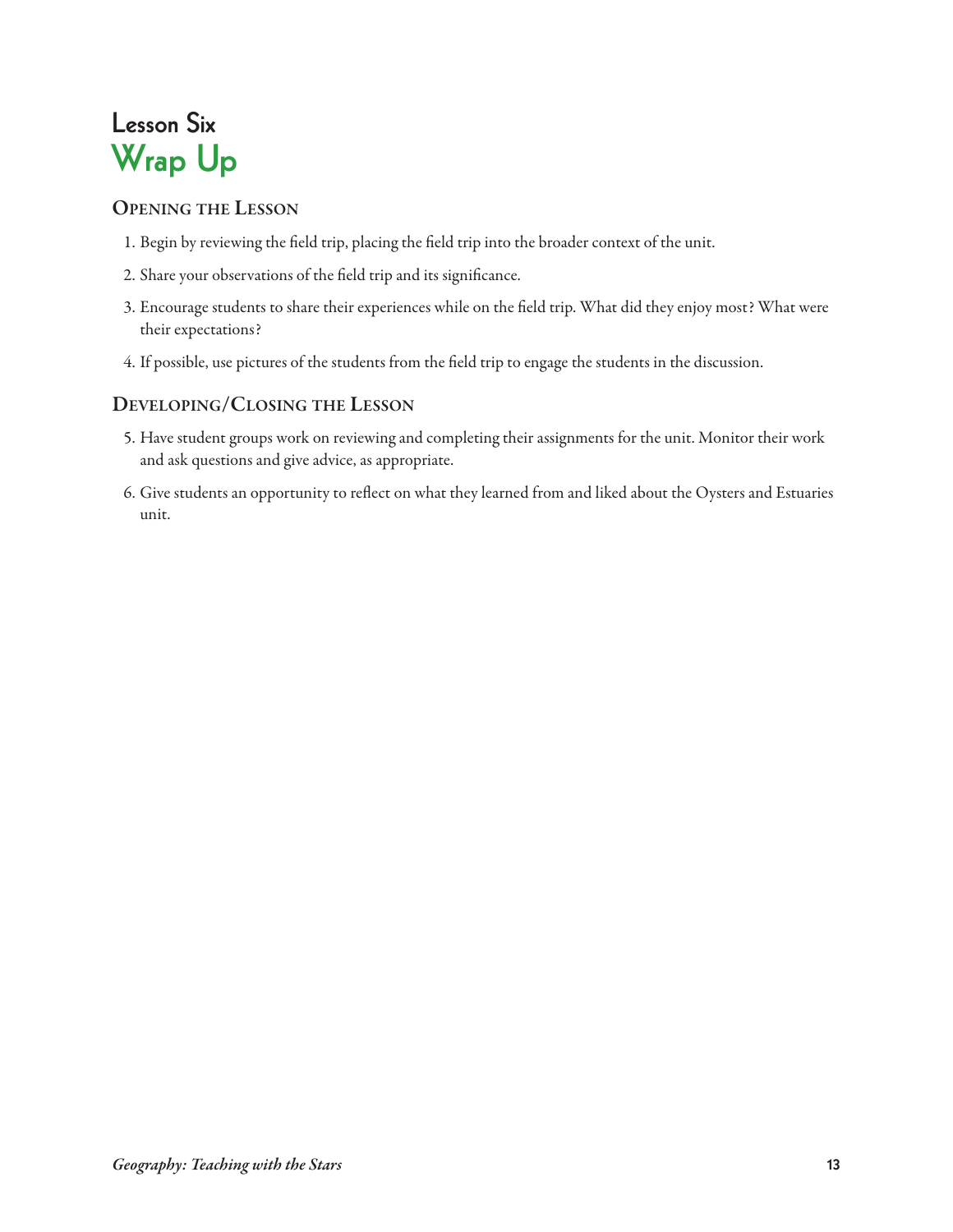## Lesson Six
# Wrap Up

### Opening the Lesson

1. Begin by reviewing the field trip, placing the field trip into the broader context of the unit.
2. Share your observations of the field trip and its significance.
3. Encourage students to share their experiences while on the field trip. What did they enjoy most? What were their expectations?
4. If possible, use pictures of the students from the field trip to engage the students in the discussion.

### Developing/Closing the Lesson

5. Have student groups work on reviewing and completing their assignments for the unit. Monitor their work and ask questions and give advice, as appropriate.
6. Give students an opportunity to reflect on what they learned from and liked about the Oysters and Estuaries unit.